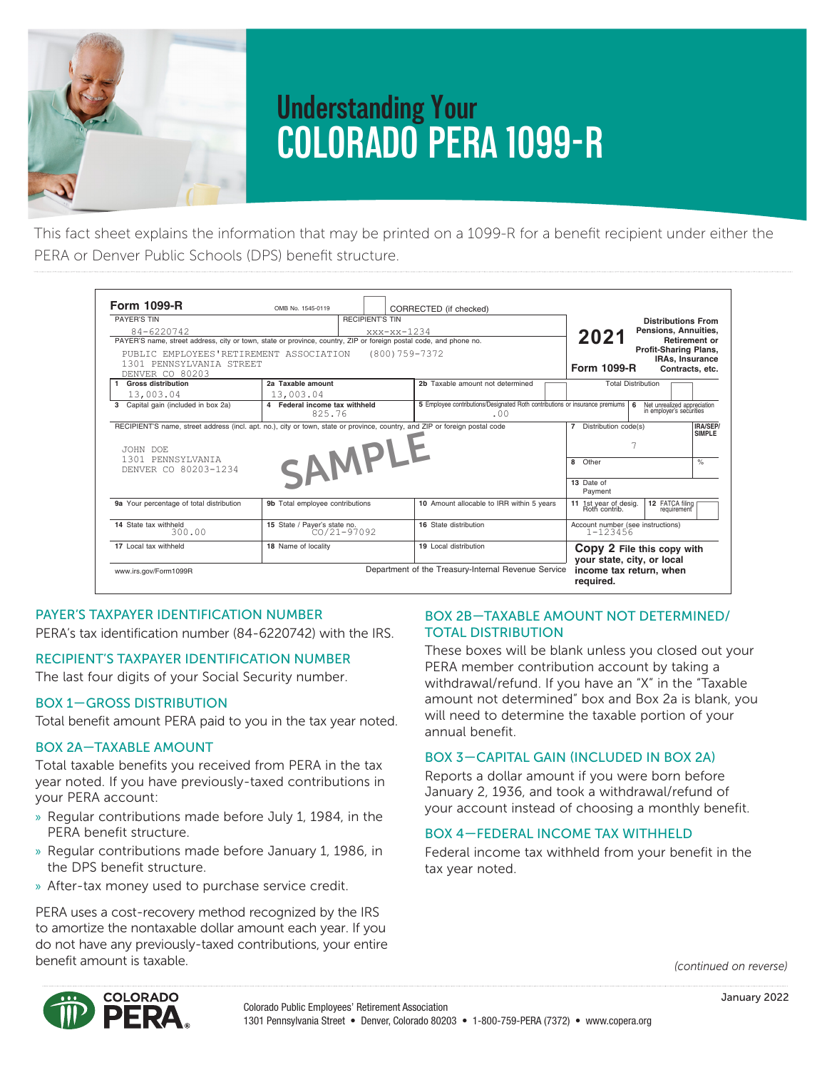# Understanding Your COLORADO PERA 1099-R

This fact sheet explains the information that may be printed on a 1099-R for a benefit recipient under either the PERA or Denver Public Schools (DPS) benefit structure.

| Form 1099-R | OMB No. 1545-0119 | CORRECTED (if checked) | |
|---|---|---|---|
| PAYER'S TIN: 84-6220742 | RECIPIENT'S TIN: xxx-xx-1234 | | **2021** Form 1099-R — Distributions From Pensions, Annuities, Retirement or Profit-Sharing Plans, IRAs, Insurance Contracts, etc. |
| PAYER'S name, street address, city or town, state or province, country, ZIP or foreign postal code, and phone no.: PUBLIC EMPLOYEES'RETIREMENT ASSOCIATION (800)759-7372, 1301 PENNSYLVANIA STREET, DENVER CO 80203 | | | |
| 1 Gross distribution: 13,003.04 | 2a Taxable amount: 13,003.04 | 2b Taxable amount not determined | Total Distribution |
| 3 Capital gain (included in box 2a) | 4 Federal income tax withheld: 825.76 | 5 Employee contributions/Designated Roth contributions or insurance premiums: .00 | 6 Net unrealized appreciation in employer's securities |
| RECIPIENT'S name, street address (incl. apt. no.), city or town, state or province, country, and ZIP or foreign postal code: JOHN DOE, 1301 PENNSYLVANIA, DENVER CO 80203-1234 | SAMPLE | | 7 Distribution code(s): 7; IRA/SEP/SIMPLE; 8 Other: %; 13 Date of Payment |
| 9a Your percentage of total distribution | 9b Total employee contributions | 10 Amount allocable to IRR within 5 years | 11 1st year of desig. Roth contrib.; 12 FATCA filing requirement |
| 14 State tax withheld: 300.00 | 15 State / Payer's state no.: CO/21-97092 | 16 State distribution | Account number (see instructions): 1-123456 |
| 17 Local tax withheld | 18 Name of locality | 19 Local distribution | **Copy 2** File this copy with your state, city, or local income tax return, when required. |
| www.irs.gov/Form1099R | | Department of the Treasury-Internal Revenue Service | |

## PAYER'S TAXPAYER IDENTIFICATION NUMBER

PERA's tax identification number (84-6220742) with the IRS.

## RECIPIENT'S TAXPAYER IDENTIFICATION NUMBER

The last four digits of your Social Security number.

## BOX 1—GROSS DISTRIBUTION

Total benefit amount PERA paid to you in the tax year noted.

## BOX 2A—TAXABLE AMOUNT

Total taxable benefits you received from PERA in the tax year noted. If you have previously-taxed contributions in your PERA account:

- Regular contributions made before July 1, 1984, in the PERA benefit structure.
- Regular contributions made before January 1, 1986, in the DPS benefit structure.
- After-tax money used to purchase service credit.

PERA uses a cost-recovery method recognized by the IRS to amortize the nontaxable dollar amount each year. If you do not have any previously-taxed contributions, your entire benefit amount is taxable.

## BOX 2B—TAXABLE AMOUNT NOT DETERMINED/ TOTAL DISTRIBUTION

These boxes will be blank unless you closed out your PERA member contribution account by taking a withdrawal/refund. If you have an "X" in the "Taxable amount not determined" box and Box 2a is blank, you will need to determine the taxable portion of your annual benefit.

## BOX 3—CAPITAL GAIN (INCLUDED IN BOX 2A)

Reports a dollar amount if you were born before January 2, 1936, and took a withdrawal/refund of your account instead of choosing a monthly benefit.

## BOX 4—FEDERAL INCOME TAX WITHHELD

Federal income tax withheld from your benefit in the tax year noted.

*(continued on reverse)*

January 2022

Colorado Public Employees' Retirement Association
1301 Pennsylvania Street • Denver, Colorado 80203 • 1-800-759-PERA (7372) • www.copera.org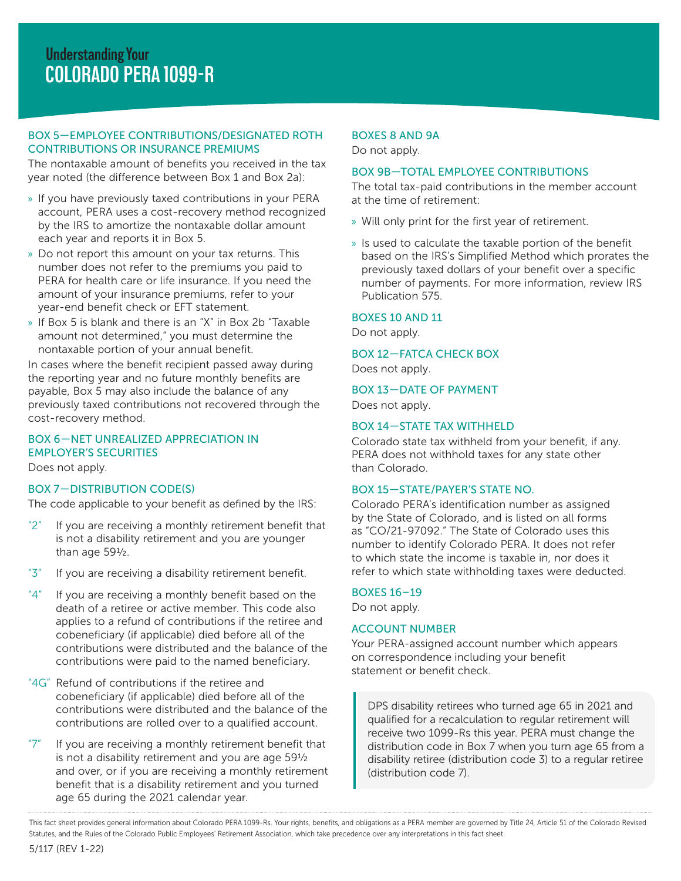# Understanding Your
# COLORADO PERA 1099-R

### BOX 5—EMPLOYEE CONTRIBUTIONS/DESIGNATED ROTH CONTRIBUTIONS OR INSURANCE PREMIUMS

The nontaxable amount of benefits you received in the tax year noted (the difference between Box 1 and Box 2a):

- If you have previously taxed contributions in your PERA account, PERA uses a cost-recovery method recognized by the IRS to amortize the nontaxable dollar amount each year and reports it in Box 5.
- Do not report this amount on your tax returns. This number does not refer to the premiums you paid to PERA for health care or life insurance. If you need the amount of your insurance premiums, refer to your year-end benefit check or EFT statement.
- If Box 5 is blank and there is an "X" in Box 2b "Taxable amount not determined," you must determine the nontaxable portion of your annual benefit.

In cases where the benefit recipient passed away during the reporting year and no future monthly benefits are payable, Box 5 may also include the balance of any previously taxed contributions not recovered through the cost-recovery method.

### BOX 6—NET UNREALIZED APPRECIATION IN EMPLOYER'S SECURITIES

Does not apply.

### BOX 7—DISTRIBUTION CODE(S)

The code applicable to your benefit as defined by the IRS:

"2" If you are receiving a monthly retirement benefit that is not a disability retirement and you are younger than age 59½.

"3" If you are receiving a disability retirement benefit.

"4" If you are receiving a monthly benefit based on the death of a retiree or active member. This code also applies to a refund of contributions if the retiree and cobeneficiary (if applicable) died before all of the contributions were distributed and the balance of the contributions were paid to the named beneficiary.

"4G" Refund of contributions if the retiree and cobeneficiary (if applicable) died before all of the contributions were distributed and the balance of the contributions are rolled over to a qualified account.

"7" If you are receiving a monthly retirement benefit that is not a disability retirement and you are age 59½ and over, or if you are receiving a monthly retirement benefit that is a disability retirement and you turned age 65 during the 2021 calendar year.

### BOXES 8 AND 9A

Do not apply.

### BOX 9B—TOTAL EMPLOYEE CONTRIBUTIONS

The total tax-paid contributions in the member account at the time of retirement:

- Will only print for the first year of retirement.
- Is used to calculate the taxable portion of the benefit based on the IRS's Simplified Method which prorates the previously taxed dollars of your benefit over a specific number of payments. For more information, review IRS Publication 575.

### BOXES 10 AND 11

Do not apply.

### BOX 12—FATCA CHECK BOX

Does not apply.

### BOX 13—DATE OF PAYMENT

Does not apply.

### BOX 14—STATE TAX WITHHELD

Colorado state tax withheld from your benefit, if any. PERA does not withhold taxes for any state other than Colorado.

### BOX 15—STATE/PAYER'S STATE NO.

Colorado PERA's identification number as assigned by the State of Colorado, and is listed on all forms as "CO/21-97092." The State of Colorado uses this number to identify Colorado PERA. It does not refer to which state the income is taxable in, nor does it refer to which state withholding taxes were deducted.

### BOXES 16–19

Do not apply.

### ACCOUNT NUMBER

Your PERA-assigned account number which appears on correspondence including your benefit statement or benefit check.

> DPS disability retirees who turned age 65 in 2021 and qualified for a recalculation to regular retirement will receive two 1099-Rs this year. PERA must change the distribution code in Box 7 when you turn age 65 from a disability retiree (distribution code 3) to a regular retiree (distribution code 7).

This fact sheet provides general information about Colorado PERA 1099-Rs. Your rights, benefits, and obligations as a PERA member are governed by Title 24, Article 51 of the Colorado Revised Statutes, and the Rules of the Colorado Public Employees' Retirement Association, which take precedence over any interpretations in this fact sheet.

5/117 (REV 1-22)